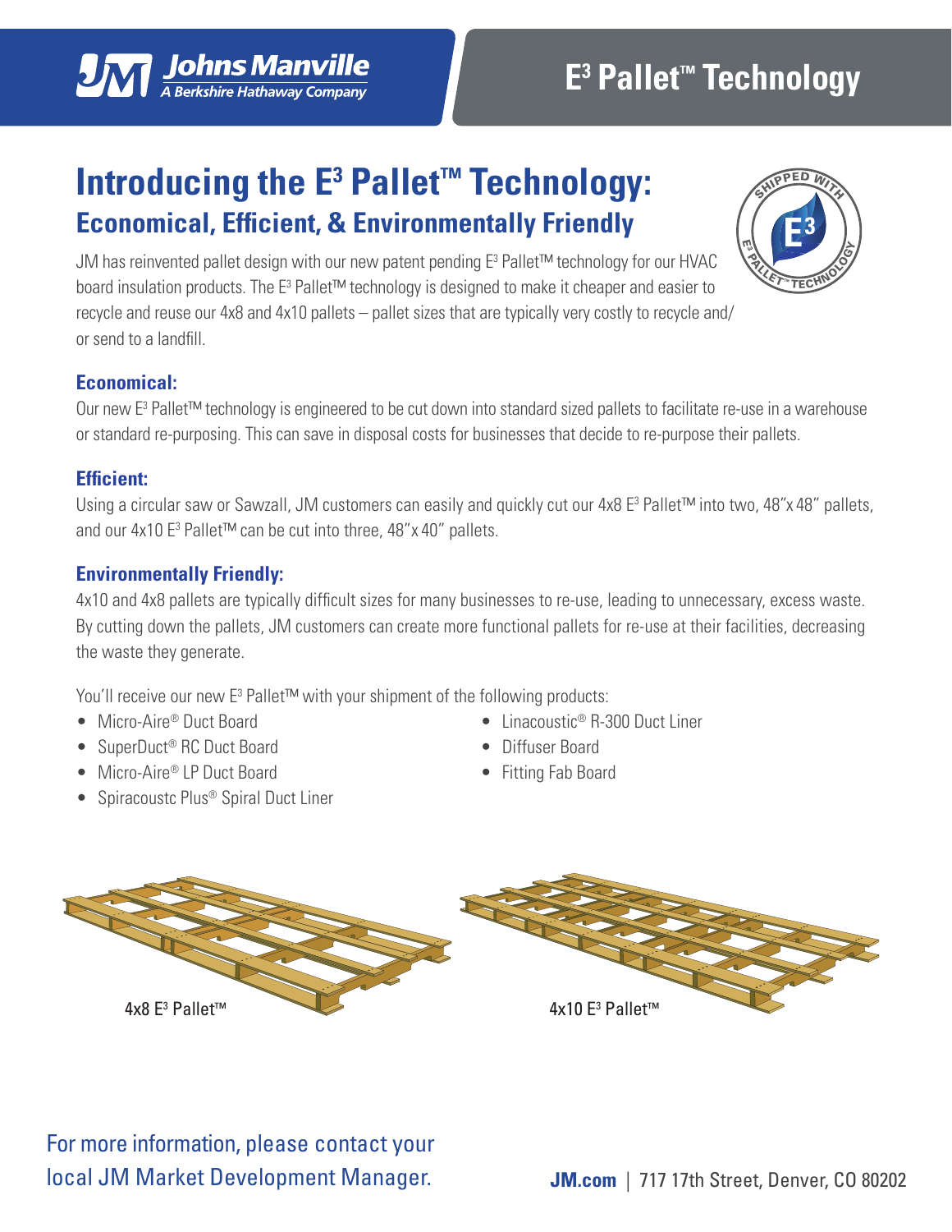Johns Manville
A Berkshire Hathaway Company

# E3 Pallet™ Technology

# Introducing the E3 Pallet™ Technology:

## Economical, Efficient, & Environmentally Friendly

JM has reinvented pallet design with our new patent pending E3 Pallet™ technology for our HVAC board insulation products. The E3 Pallet™ technology is designed to make it cheaper and easier to recycle and reuse our 4x8 and 4x10 pallets – pallet sizes that are typically very costly to recycle and/or send to a landfill.

### Economical:

Our new E3 Pallet™ technology is engineered to be cut down into standard sized pallets to facilitate re-use in a warehouse or standard re-purposing. This can save in disposal costs for businesses that decide to re-purpose their pallets.

### Efficient:

Using a circular saw or Sawzall, JM customers can easily and quickly cut our 4x8 E3 Pallet™ into two, 48"x 48" pallets, and our 4x10 E3 Pallet™ can be cut into three, 48"x 40" pallets.

### Environmentally Friendly:

4x10 and 4x8 pallets are typically difficult sizes for many businesses to re-use, leading to unnecessary, excess waste. By cutting down the pallets, JM customers can create more functional pallets for re-use at their facilities, decreasing the waste they generate.

You'll receive our new E3 Pallet™ with your shipment of the following products:

- Micro-Aire® Duct Board
- SuperDuct® RC Duct Board
- Micro-Aire® LP Duct Board
- Spiracoustc Plus® Spiral Duct Liner
- Linacoustic® R-300 Duct Liner
- Diffuser Board
- Fitting Fab Board

4x8 E3 Pallet™

4x10 E3 Pallet™

For more information, please contact your local JM Market Development Manager.

**JM.com** | 717 17th Street, Denver, CO 80202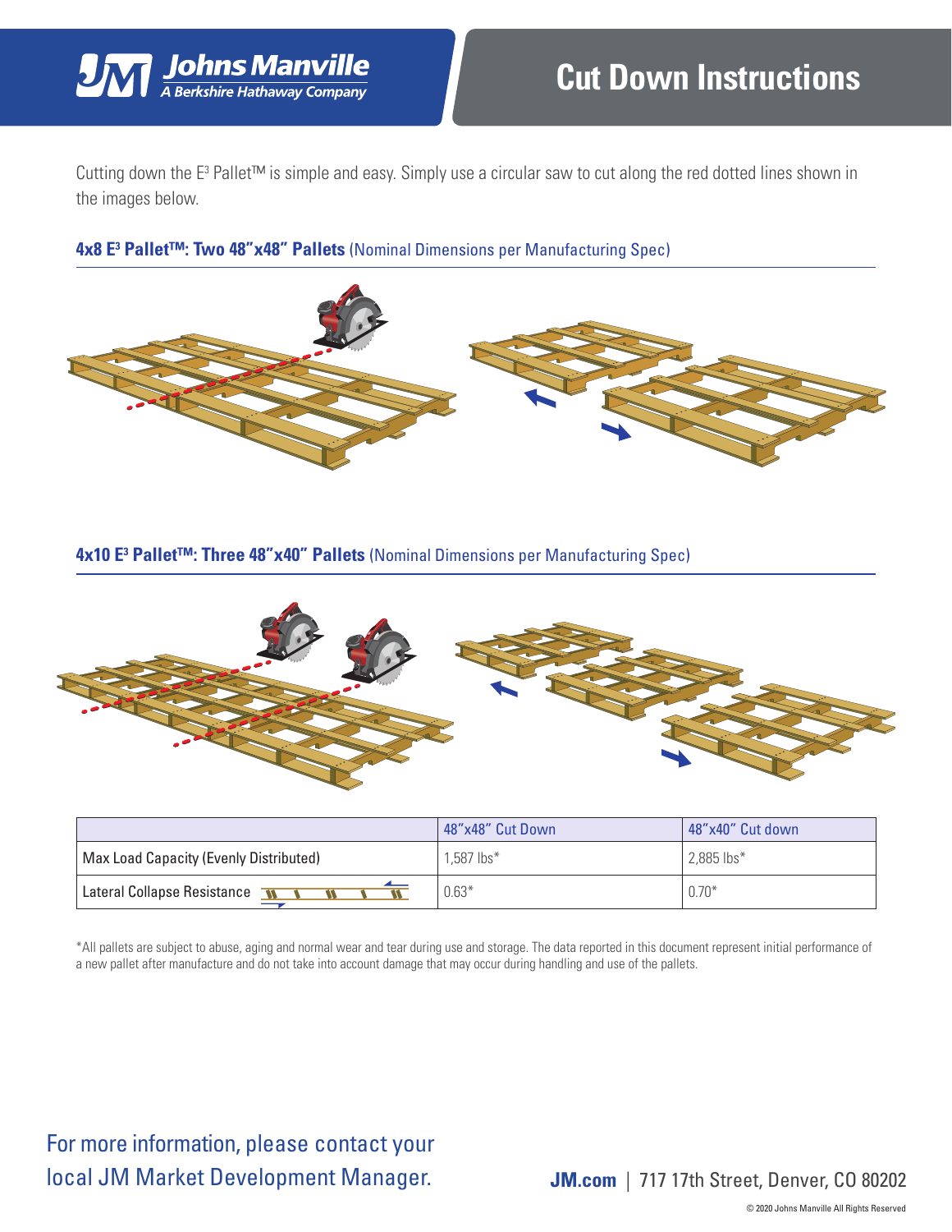# Cut Down Instructions

Cutting down the E[3] Pallet™ is simple and easy. Simply use a circular saw to cut along the red dotted lines shown in the images below.

### 4x8 E[3] Pallet™: Two 48"x48" Pallets (Nominal Dimensions per Manufacturing Spec)

### 4x10 E[3] Pallet™: Three 48"x40" Pallets (Nominal Dimensions per Manufacturing Spec)

| | 48"x48" Cut Down | 48"x40" Cut down |
|---|---|---|
| Max Load Capacity (Evenly Distributed) | 1,587 lbs* | 2,885 lbs* |
| Lateral Collapse Resistance | 0.63* | 0.70* |

*All pallets are subject to abuse, aging and normal wear and tear during use and storage. The data reported in this document represent initial performance of a new pallet after manufacture and do not take into account damage that may occur during handling and use of the pallets.

For more information, please contact your local JM Market Development Manager.

**JM.com** | 717 17th Street, Denver, CO 80202

© 2020 Johns Manville All Rights Reserved